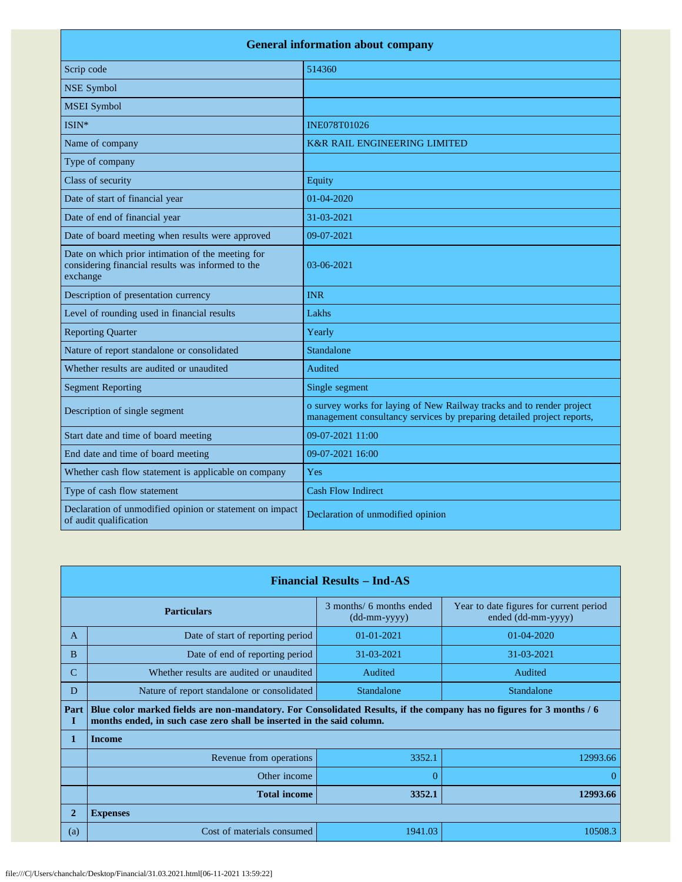| General information about company | |
|---|---|
| Scrip code | 514360 |
| NSE Symbol | |
| MSEI Symbol | |
| ISIN* | INE078T01026 |
| Name of company | K&R RAIL ENGINEERING LIMITED |
| Type of company | |
| Class of security | Equity |
| Date of start of financial year | 01-04-2020 |
| Date of end of financial year | 31-03-2021 |
| Date of board meeting when results were approved | 09-07-2021 |
| Date on which prior intimation of the meeting for considering financial results was informed to the exchange | 03-06-2021 |
| Description of presentation currency | INR |
| Level of rounding used in financial results | Lakhs |
| Reporting Quarter | Yearly |
| Nature of report standalone or consolidated | Standalone |
| Whether results are audited or unaudited | Audited |
| Segment Reporting | Single segment |
| Description of single segment | o survey works for laying of New Railway tracks and to render project management consultancy services by preparing detailed project reports, |
| Start date and time of board meeting | 09-07-2021 11:00 |
| End date and time of board meeting | 09-07-2021 16:00 |
| Whether cash flow statement is applicable on company | Yes |
| Type of cash flow statement | Cash Flow Indirect |
| Declaration of unmodified opinion or statement on impact of audit qualification | Declaration of unmodified opinion |

| Financial Results – Ind-AS | | | |
|---|---|---|---|
| | **Particulars** | 3 months/ 6 months ended (dd-mm-yyyy) | Year to date figures for current period ended (dd-mm-yyyy) |
| A | Date of start of reporting period | 01-01-2021 | 01-04-2020 |
| B | Date of end of reporting period | 31-03-2021 | 31-03-2021 |
| C | Whether results are audited or unaudited | Audited | Audited |
| D | Nature of report standalone or consolidated | Standalone | Standalone |
| **Part I** | **Blue color marked fields are non-mandatory. For Consolidated Results, if the company has no figures for 3 months / 6 months ended, in such case zero shall be inserted in the said column.** | | |
| **1** | **Income** | | |
| | Revenue from operations | 3352.1 | 12993.66 |
| | Other income | 0 | 0 |
| | **Total income** | **3352.1** | **12993.66** |
| **2** | **Expenses** | | |
| (a) | Cost of materials consumed | 1941.03 | 10508.3 |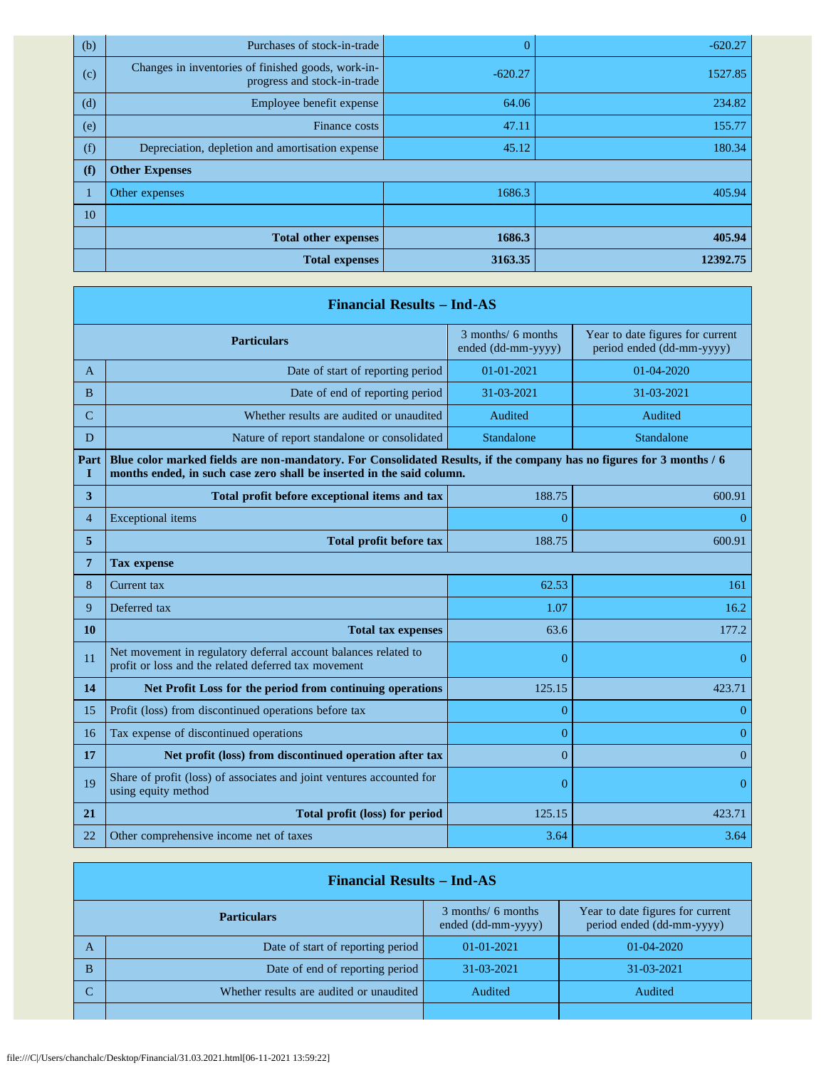| | | | |
|---|---|---|---|
| (b) | Purchases of stock-in-trade | 0 | -620.27 |
| (c) | Changes in inventories of finished goods, work-in-progress and stock-in-trade | -620.27 | 1527.85 |
| (d) | Employee benefit expense | 64.06 | 234.82 |
| (e) | Finance costs | 47.11 | 155.77 |
| (f) | Depreciation, depletion and amortisation expense | 45.12 | 180.34 |
| **(f)** | **Other Expenses** | | |
| 1 | Other expenses | 1686.3 | 405.94 |
| 10 | | | |
| | **Total other expenses** | **1686.3** | **405.94** |
| | **Total expenses** | **3163.35** | **12392.75** |

| **Financial Results – Ind-AS** | | | |
|---|---|---|---|
| | **Particulars** | 3 months/ 6 months ended (dd-mm-yyyy) | Year to date figures for current period ended (dd-mm-yyyy) |
| A | Date of start of reporting period | 01-01-2021 | 01-04-2020 |
| B | Date of end of reporting period | 31-03-2021 | 31-03-2021 |
| C | Whether results are audited or unaudited | Audited | Audited |
| D | Nature of report standalone or consolidated | Standalone | Standalone |
| **Part I** | **Blue color marked fields are non-mandatory. For Consolidated Results, if the company has no figures for 3 months / 6 months ended, in such case zero shall be inserted in the said column.** | | |
| **3** | **Total profit before exceptional items and tax** | 188.75 | 600.91 |
| 4 | Exceptional items | 0 | 0 |
| **5** | **Total profit before tax** | 188.75 | 600.91 |
| **7** | **Tax expense** | | |
| 8 | Current tax | 62.53 | 161 |
| 9 | Deferred tax | 1.07 | 16.2 |
| **10** | **Total tax expenses** | 63.6 | 177.2 |
| 11 | Net movement in regulatory deferral account balances related to profit or loss and the related deferred tax movement | 0 | 0 |
| **14** | **Net Profit Loss for the period from continuing operations** | 125.15 | 423.71 |
| 15 | Profit (loss) from discontinued operations before tax | 0 | 0 |
| 16 | Tax expense of discontinued operations | 0 | 0 |
| **17** | **Net profit (loss) from discontinued operation after tax** | 0 | 0 |
| 19 | Share of profit (loss) of associates and joint ventures accounted for using equity method | 0 | 0 |
| **21** | **Total profit (loss) for period** | 125.15 | 423.71 |
| 22 | Other comprehensive income net of taxes | 3.64 | 3.64 |

| **Financial Results – Ind-AS** | | | |
|---|---|---|---|
| | **Particulars** | 3 months/ 6 months ended (dd-mm-yyyy) | Year to date figures for current period ended (dd-mm-yyyy) |
| A | Date of start of reporting period | 01-01-2021 | 01-04-2020 |
| B | Date of end of reporting period | 31-03-2021 | 31-03-2021 |
| C | Whether results are audited or unaudited | Audited | Audited |
| | | | |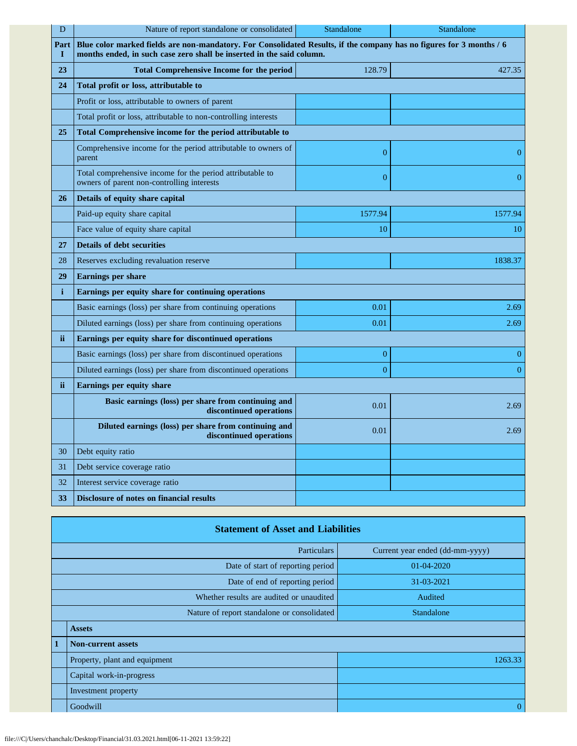| D | Nature of report standalone or consolidated | Standalone | Standalone |
|---|---|---|---|
| Part I | **Blue color marked fields are non-mandatory. For Consolidated Results, if the company has no figures for 3 months / 6 months ended, in such case zero shall be inserted in the said column.** | | |
| **23** | **Total Comprehensive Income for the period** | 128.79 | 427.35 |
| **24** | **Total profit or loss, attributable to** | | |
| | Profit or loss, attributable to owners of parent | | |
| | Total profit or loss, attributable to non-controlling interests | | |
| **25** | **Total Comprehensive income for the period attributable to** | | |
| | Comprehensive income for the period attributable to owners of parent | 0 | 0 |
| | Total comprehensive income for the period attributable to owners of parent non-controlling interests | 0 | 0 |
| **26** | **Details of equity share capital** | | |
| | Paid-up equity share capital | 1577.94 | 1577.94 |
| | Face value of equity share capital | 10 | 10 |
| **27** | **Details of debt securities** | | |
| 28 | Reserves excluding revaluation reserve | | 1838.37 |
| **29** | **Earnings per share** | | |
| **i** | **Earnings per equity share for continuing operations** | | |
| | Basic earnings (loss) per share from continuing operations | 0.01 | 2.69 |
| | Diluted earnings (loss) per share from continuing operations | 0.01 | 2.69 |
| **ii** | **Earnings per equity share for discontinued operations** | | |
| | Basic earnings (loss) per share from discontinued operations | 0 | 0 |
| | Diluted earnings (loss) per share from discontinued operations | 0 | 0 |
| **ii** | **Earnings per equity share** | | |
| | **Basic earnings (loss) per share from continuing and discontinued operations** | 0.01 | 2.69 |
| | **Diluted earnings (loss) per share from continuing and discontinued operations** | 0.01 | 2.69 |
| 30 | Debt equity ratio | | |
| 31 | Debt service coverage ratio | | |
| 32 | Interest service coverage ratio | | |
| **33** | **Disclosure of notes on financial results** | | |

## Statement of Asset and Liabilities

| | Particulars | Current year ended (dd-mm-yyyy) |
|---|---|---|
| | Date of start of reporting period | 01-04-2020 |
| | Date of end of reporting period | 31-03-2021 |
| | Whether results are audited or unaudited | Audited |
| | Nature of report standalone or consolidated | Standalone |
| | **Assets** | |
| **1** | **Non-current assets** | |
| | Property, plant and equipment | 1263.33 |
| | Capital work-in-progress | |
| | Investment property | |
| | Goodwill | 0 |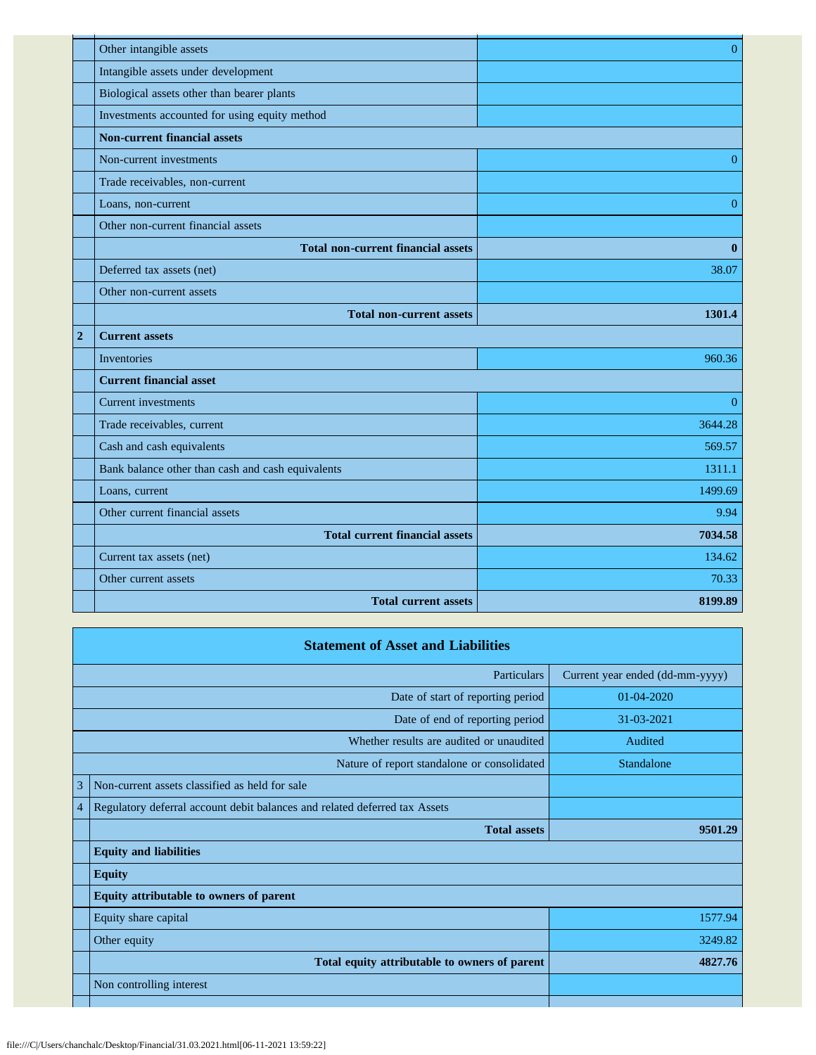| | | |
|---|---|---|
| | Other intangible assets | 0 |
| | Intangible assets under development | |
| | Biological assets other than bearer plants | |
| | Investments accounted for using equity method | |
| | **Non-current financial assets** | |
| | Non-current investments | 0 |
| | Trade receivables, non-current | |
| | Loans, non-current | 0 |
| | Other non-current financial assets | |
| | **Total non-current financial assets** | **0** |
| | Deferred tax assets (net) | 38.07 |
| | Other non-current assets | |
| | **Total non-current assets** | **1301.4** |
| **2** | **Current assets** | |
| | Inventories | 960.36 |
| | **Current financial asset** | |
| | Current investments | 0 |
| | Trade receivables, current | 3644.28 |
| | Cash and cash equivalents | 569.57 |
| | Bank balance other than cash and cash equivalents | 1311.1 |
| | Loans, current | 1499.69 |
| | Other current financial assets | 9.94 |
| | **Total current financial assets** | **7034.58** |
| | Current tax assets (net) | 134.62 |
| | Other current assets | 70.33 |
| | **Total current assets** | **8199.89** |

## Statement of Asset and Liabilities

| | Particulars | Current year ended (dd-mm-yyyy) |
|---|---|---|
| | Date of start of reporting period | 01-04-2020 |
| | Date of end of reporting period | 31-03-2021 |
| | Whether results are audited or unaudited | Audited |
| | Nature of report standalone or consolidated | Standalone |
| 3 | Non-current assets classified as held for sale | |
| 4 | Regulatory deferral account debit balances and related deferred tax Assets | |
| | **Total assets** | **9501.29** |
| | **Equity and liabilities** | |
| | **Equity** | |
| | **Equity attributable to owners of parent** | |
| | Equity share capital | 1577.94 |
| | Other equity | 3249.82 |
| | **Total equity attributable to owners of parent** | **4827.76** |
| | Non controlling interest | |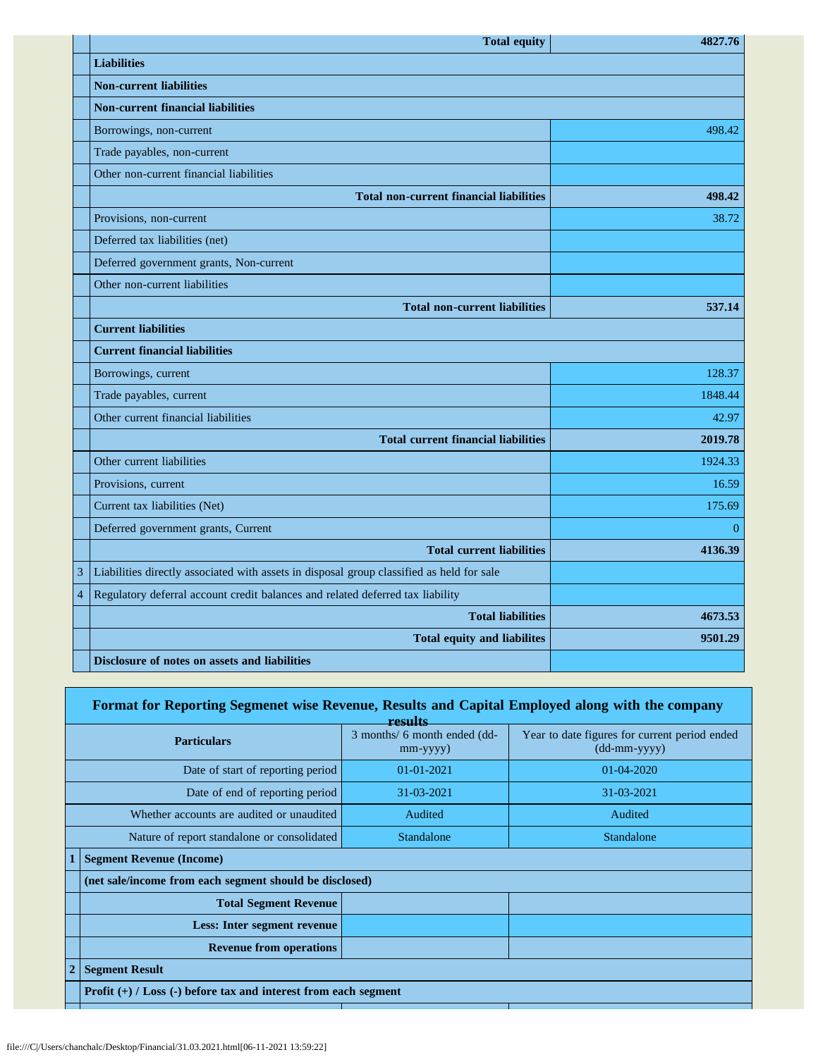| | | |
|---|---|---|
| | **Total equity** | **4827.76** |
| | **Liabilities** | |
| | **Non-current liabilities** | |
| | **Non-current financial liabilities** | |
| | Borrowings, non-current | 498.42 |
| | Trade payables, non-current | |
| | Other non-current financial liabilities | |
| | **Total non-current financial liabilities** | **498.42** |
| | Provisions, non-current | 38.72 |
| | Deferred tax liabilities (net) | |
| | Deferred government grants, Non-current | |
| | Other non-current liabilities | |
| | **Total non-current liabilities** | **537.14** |
| | **Current liabilities** | |
| | **Current financial liabilities** | |
| | Borrowings, current | 128.37 |
| | Trade payables, current | 1848.44 |
| | Other current financial liabilities | 42.97 |
| | **Total current financial liabilities** | **2019.78** |
| | Other current liabilities | 1924.33 |
| | Provisions, current | 16.59 |
| | Current tax liabilities (Net) | 175.69 |
| | Deferred government grants, Current | 0 |
| | **Total current liabilities** | **4136.39** |
| 3 | Liabilities directly associated with assets in disposal group classified as held for sale | |
| 4 | Regulatory deferral account credit balances and related deferred tax liability | |
| | **Total liabilities** | **4673.53** |
| | **Total equity and liabilites** | **9501.29** |
| | **Disclosure of notes on assets and liabilities** | |

**Format for Reporting Segmenet wise Revenue, Results and Capital Employed along with the company results**

| | Particulars | 3 months/ 6 month ended (dd-mm-yyyy) | Year to date figures for current period ended (dd-mm-yyyy) |
|---|---|---|---|
| | Date of start of reporting period | 01-01-2021 | 01-04-2020 |
| | Date of end of reporting period | 31-03-2021 | 31-03-2021 |
| | Whether accounts are audited or unaudited | Audited | Audited |
| | Nature of report standalone or consolidated | Standalone | Standalone |
| 1 | **Segment Revenue (Income)** | | |
| | **(net sale/income from each segment should be disclosed)** | | |
| | **Total Segment Revenue** | | |
| | **Less: Inter segment revenue** | | |
| | **Revenue from operations** | | |
| 2 | **Segment Result** | | |
| | **Profit (+) / Loss (-) before tax and interest from each segment** | | |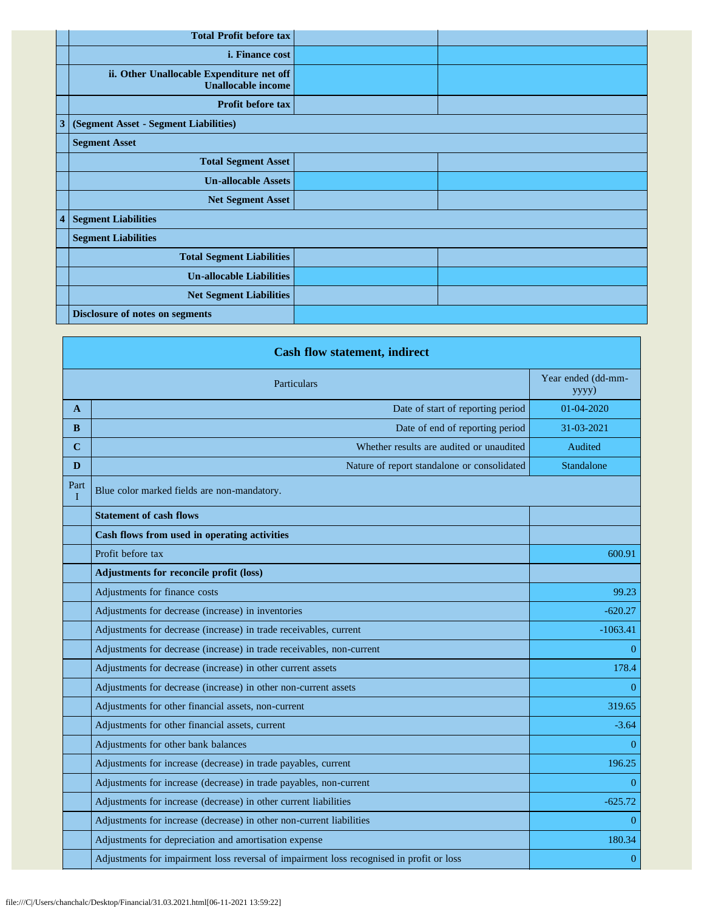| | | | |
|---|---|---|---|
| | Total Profit before tax | | |
| | i. Finance cost | | |
| | ii. Other Unallocable Expenditure net off Unallocable income | | |
| | Profit before tax | | |
| 3 | (Segment Asset - Segment Liabilities) | | |
| | Segment Asset | | |
| | Total Segment Asset | | |
| | Un-allocable Assets | | |
| | Net Segment Asset | | |
| 4 | Segment Liabilities | | |
| | Segment Liabilities | | |
| | Total Segment Liabilities | | |
| | Un-allocable Liabilities | | |
| | Net Segment Liabilities | | |
| | Disclosure of notes on segments | | |

## Cash flow statement, indirect

| | Particulars | Year ended (dd-mm-yyyy) |
|---|---|---|
| A | Date of start of reporting period | 01-04-2020 |
| B | Date of end of reporting period | 31-03-2021 |
| C | Whether results are audited or unaudited | Audited |
| D | Nature of report standalone or consolidated | Standalone |
| Part I | Blue color marked fields are non-mandatory. | |
| | **Statement of cash flows** | |
| | **Cash flows from used in operating activities** | |
| | Profit before tax | 600.91 |
| | **Adjustments for reconcile profit (loss)** | |
| | Adjustments for finance costs | 99.23 |
| | Adjustments for decrease (increase) in inventories | -620.27 |
| | Adjustments for decrease (increase) in trade receivables, current | -1063.41 |
| | Adjustments for decrease (increase) in trade receivables, non-current | 0 |
| | Adjustments for decrease (increase) in other current assets | 178.4 |
| | Adjustments for decrease (increase) in other non-current assets | 0 |
| | Adjustments for other financial assets, non-current | 319.65 |
| | Adjustments for other financial assets, current | -3.64 |
| | Adjustments for other bank balances | 0 |
| | Adjustments for increase (decrease) in trade payables, current | 196.25 |
| | Adjustments for increase (decrease) in trade payables, non-current | 0 |
| | Adjustments for increase (decrease) in other current liabilities | -625.72 |
| | Adjustments for increase (decrease) in other non-current liabilities | 0 |
| | Adjustments for depreciation and amortisation expense | 180.34 |
| | Adjustments for impairment loss reversal of impairment loss recognised in profit or loss | 0 |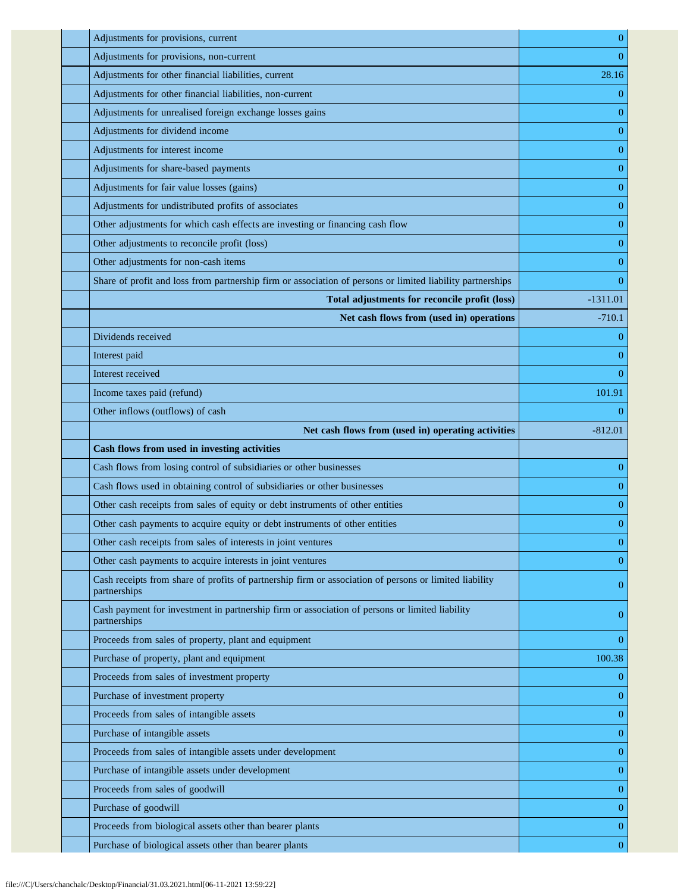| | |
|---|---|
| Adjustments for provisions, current | 0 |
| Adjustments for provisions, non-current | 0 |
| Adjustments for other financial liabilities, current | 28.16 |
| Adjustments for other financial liabilities, non-current | 0 |
| Adjustments for unrealised foreign exchange losses gains | 0 |
| Adjustments for dividend income | 0 |
| Adjustments for interest income | 0 |
| Adjustments for share-based payments | 0 |
| Adjustments for fair value losses (gains) | 0 |
| Adjustments for undistributed profits of associates | 0 |
| Other adjustments for which cash effects are investing or financing cash flow | 0 |
| Other adjustments to reconcile profit (loss) | 0 |
| Other adjustments for non-cash items | 0 |
| Share of profit and loss from partnership firm or association of persons or limited liability partnerships | 0 |
| **Total adjustments for reconcile profit (loss)** | -1311.01 |
| **Net cash flows from (used in) operations** | -710.1 |
| Dividends received | 0 |
| Interest paid | 0 |
| Interest received | 0 |
| Income taxes paid (refund) | 101.91 |
| Other inflows (outflows) of cash | 0 |
| **Net cash flows from (used in) operating activities** | -812.01 |
| **Cash flows from used in investing activities** | |
| Cash flows from losing control of subsidiaries or other businesses | 0 |
| Cash flows used in obtaining control of subsidiaries or other businesses | 0 |
| Other cash receipts from sales of equity or debt instruments of other entities | 0 |
| Other cash payments to acquire equity or debt instruments of other entities | 0 |
| Other cash receipts from sales of interests in joint ventures | 0 |
| Other cash payments to acquire interests in joint ventures | 0 |
| Cash receipts from share of profits of partnership firm or association of persons or limited liability partnerships | 0 |
| Cash payment for investment in partnership firm or association of persons or limited liability partnerships | 0 |
| Proceeds from sales of property, plant and equipment | 0 |
| Purchase of property, plant and equipment | 100.38 |
| Proceeds from sales of investment property | 0 |
| Purchase of investment property | 0 |
| Proceeds from sales of intangible assets | 0 |
| Purchase of intangible assets | 0 |
| Proceeds from sales of intangible assets under development | 0 |
| Purchase of intangible assets under development | 0 |
| Proceeds from sales of goodwill | 0 |
| Purchase of goodwill | 0 |
| Proceeds from biological assets other than bearer plants | 0 |
| Purchase of biological assets other than bearer plants | 0 |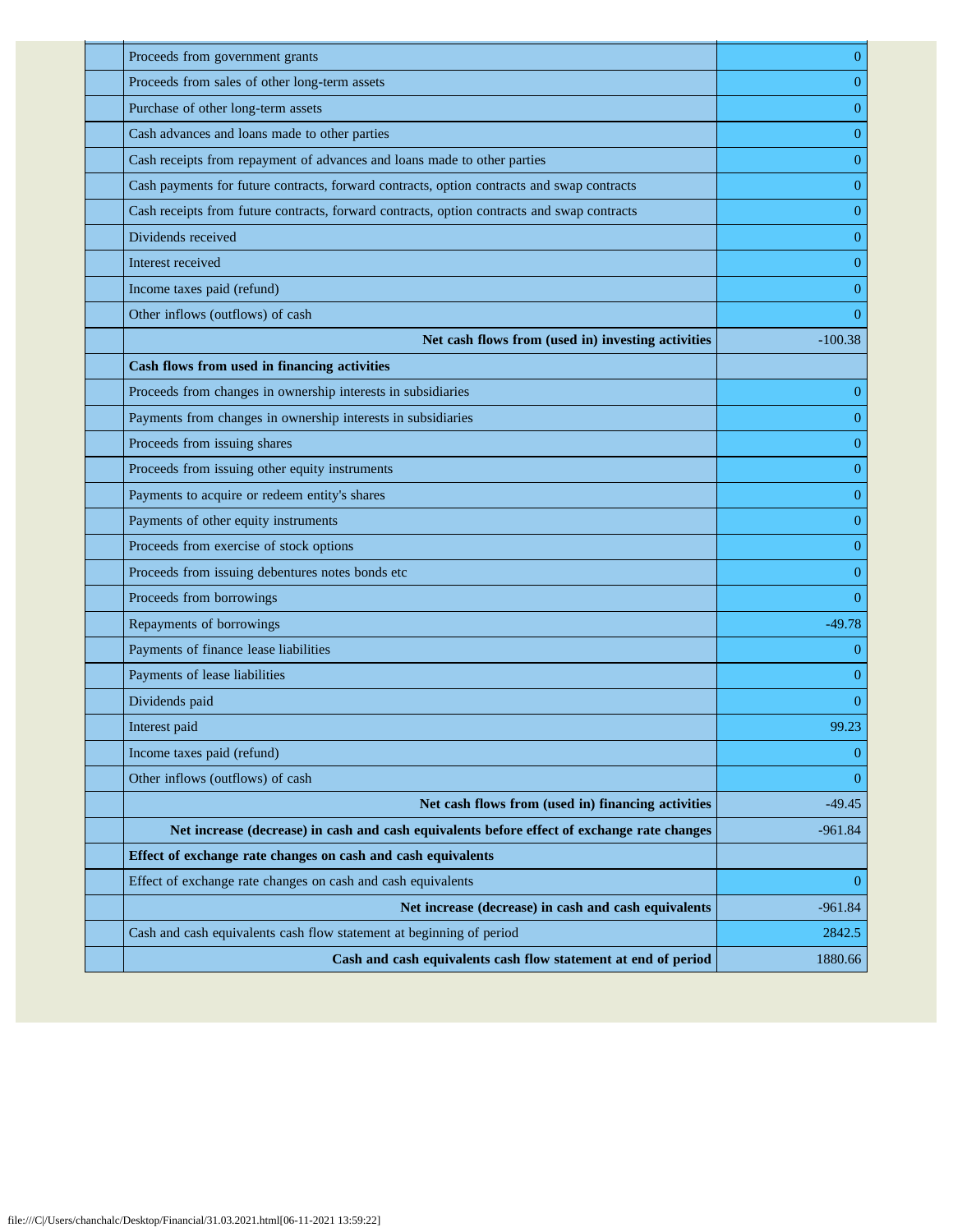| | | |
|---|---|---|
| | Proceeds from government grants | 0 |
| | Proceeds from sales of other long-term assets | 0 |
| | Purchase of other long-term assets | 0 |
| | Cash advances and loans made to other parties | 0 |
| | Cash receipts from repayment of advances and loans made to other parties | 0 |
| | Cash payments for future contracts, forward contracts, option contracts and swap contracts | 0 |
| | Cash receipts from future contracts, forward contracts, option contracts and swap contracts | 0 |
| | Dividends received | 0 |
| | Interest received | 0 |
| | Income taxes paid (refund) | 0 |
| | Other inflows (outflows) of cash | 0 |
| | **Net cash flows from (used in) investing activities** | -100.38 |
| | **Cash flows from used in financing activities** | |
| | Proceeds from changes in ownership interests in subsidiaries | 0 |
| | Payments from changes in ownership interests in subsidiaries | 0 |
| | Proceeds from issuing shares | 0 |
| | Proceeds from issuing other equity instruments | 0 |
| | Payments to acquire or redeem entity's shares | 0 |
| | Payments of other equity instruments | 0 |
| | Proceeds from exercise of stock options | 0 |
| | Proceeds from issuing debentures notes bonds etc | 0 |
| | Proceeds from borrowings | 0 |
| | Repayments of borrowings | -49.78 |
| | Payments of finance lease liabilities | 0 |
| | Payments of lease liabilities | 0 |
| | Dividends paid | 0 |
| | Interest paid | 99.23 |
| | Income taxes paid (refund) | 0 |
| | Other inflows (outflows) of cash | 0 |
| | **Net cash flows from (used in) financing activities** | -49.45 |
| | **Net increase (decrease) in cash and cash equivalents before effect of exchange rate changes** | -961.84 |
| | **Effect of exchange rate changes on cash and cash equivalents** | |
| | Effect of exchange rate changes on cash and cash equivalents | 0 |
| | **Net increase (decrease) in cash and cash equivalents** | -961.84 |
| | Cash and cash equivalents cash flow statement at beginning of period | 2842.5 |
| | **Cash and cash equivalents cash flow statement at end of period** | 1880.66 |